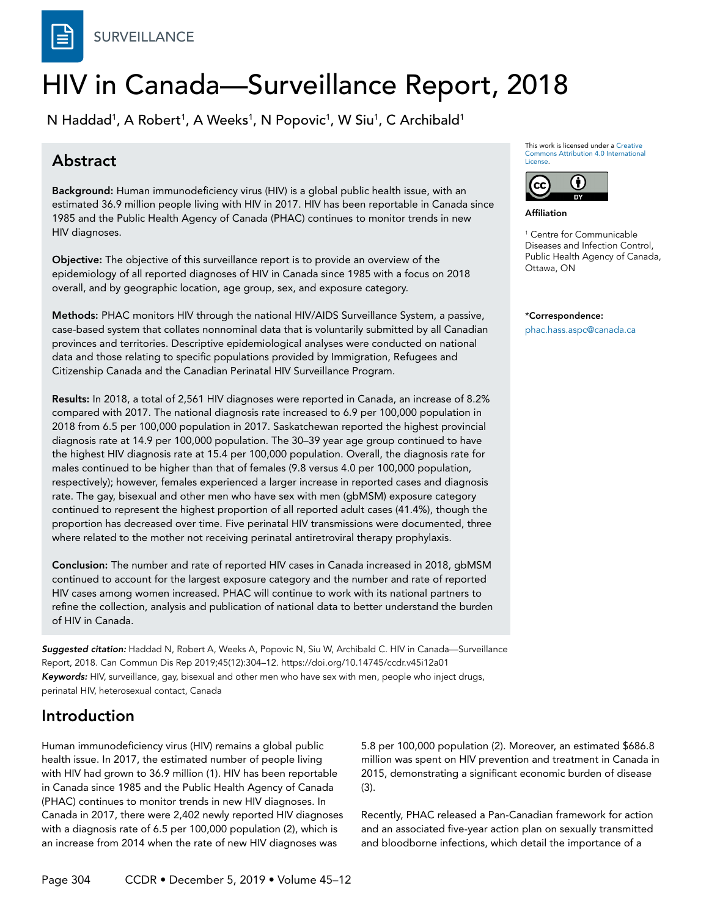SURVEILLANCE

# HIV in Canada—Surveillance Report, 2018

N Haddad[1], A Robert[1], A Weeks[1], N Popovic[1], W Siu[1], C Archibald[1]

## Abstract

**Background:** Human immunodeficiency virus (HIV) is a global public health issue, with an estimated 36.9 million people living with HIV in 2017. HIV has been reportable in Canada since 1985 and the Public Health Agency of Canada (PHAC) continues to monitor trends in new HIV diagnoses.

**Objective:** The objective of this surveillance report is to provide an overview of the epidemiology of all reported diagnoses of HIV in Canada since 1985 with a focus on 2018 overall, and by geographic location, age group, sex, and exposure category.

**Methods:** PHAC monitors HIV through the national HIV/AIDS Surveillance System, a passive, case-based system that collates nonnominal data that is voluntarily submitted by all Canadian provinces and territories. Descriptive epidemiological analyses were conducted on national data and those relating to specific populations provided by Immigration, Refugees and Citizenship Canada and the Canadian Perinatal HIV Surveillance Program.

**Results:** In 2018, a total of 2,561 HIV diagnoses were reported in Canada, an increase of 8.2% compared with 2017. The national diagnosis rate increased to 6.9 per 100,000 population in 2018 from 6.5 per 100,000 population in 2017. Saskatchewan reported the highest provincial diagnosis rate at 14.9 per 100,000 population. The 30–39 year age group continued to have the highest HIV diagnosis rate at 15.4 per 100,000 population. Overall, the diagnosis rate for males continued to be higher than that of females (9.8 versus 4.0 per 100,000 population, respectively); however, females experienced a larger increase in reported cases and diagnosis rate. The gay, bisexual and other men who have sex with men (gbMSM) exposure category continued to represent the highest proportion of all reported adult cases (41.4%), though the proportion has decreased over time. Five perinatal HIV transmissions were documented, three where related to the mother not receiving perinatal antiretroviral therapy prophylaxis.

**Conclusion:** The number and rate of reported HIV cases in Canada increased in 2018, gbMSM continued to account for the largest exposure category and the number and rate of reported HIV cases among women increased. PHAC will continue to work with its national partners to refine the collection, analysis and publication of national data to better understand the burden of HIV in Canada.

This work is licensed under a Creative Commons Attribution 4.0 International License.

**Affiliation**

[1] Centre for Communicable Diseases and Infection Control, Public Health Agency of Canada, Ottawa, ON

**\*Correspondence:**
phac.hass.aspc@canada.ca

***Suggested citation:*** Haddad N, Robert A, Weeks A, Popovic N, Siu W, Archibald C. HIV in Canada—Surveillance Report, 2018. Can Commun Dis Rep 2019;45(12):304–12. https://doi.org/10.14745/ccdr.v45i12a01

***Keywords:*** HIV, surveillance, gay, bisexual and other men who have sex with men, people who inject drugs, perinatal HIV, heterosexual contact, Canada

## Introduction

Human immunodeficiency virus (HIV) remains a global public health issue. In 2017, the estimated number of people living with HIV had grown to 36.9 million (1). HIV has been reportable in Canada since 1985 and the Public Health Agency of Canada (PHAC) continues to monitor trends in new HIV diagnoses. In Canada in 2017, there were 2,402 newly reported HIV diagnoses with a diagnosis rate of 6.5 per 100,000 population (2), which is an increase from 2014 when the rate of new HIV diagnoses was 5.8 per 100,000 population (2). Moreover, an estimated $686.8 million was spent on HIV prevention and treatment in Canada in 2015, demonstrating a significant economic burden of disease (3).

Recently, PHAC released a Pan-Canadian framework for action and an associated five-year action plan on sexually transmitted and bloodborne infections, which detail the importance of a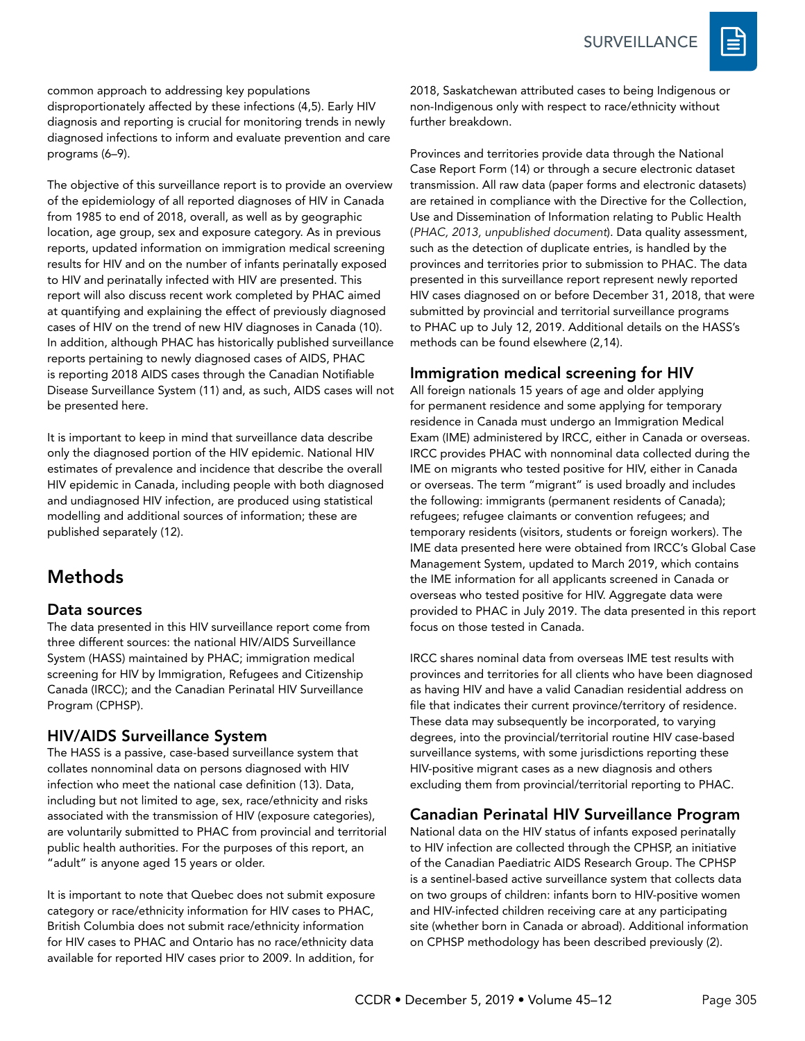common approach to addressing key populations disproportionately affected by these infections (4,5). Early HIV diagnosis and reporting is crucial for monitoring trends in newly diagnosed infections to inform and evaluate prevention and care programs (6–9).

The objective of this surveillance report is to provide an overview of the epidemiology of all reported diagnoses of HIV in Canada from 1985 to end of 2018, overall, as well as by geographic location, age group, sex and exposure category. As in previous reports, updated information on immigration medical screening results for HIV and on the number of infants perinatally exposed to HIV and perinatally infected with HIV are presented. This report will also discuss recent work completed by PHAC aimed at quantifying and explaining the effect of previously diagnosed cases of HIV on the trend of new HIV diagnoses in Canada (10). In addition, although PHAC has historically published surveillance reports pertaining to newly diagnosed cases of AIDS, PHAC is reporting 2018 AIDS cases through the Canadian Notifiable Disease Surveillance System (11) and, as such, AIDS cases will not be presented here.

It is important to keep in mind that surveillance data describe only the diagnosed portion of the HIV epidemic. National HIV estimates of prevalence and incidence that describe the overall HIV epidemic in Canada, including people with both diagnosed and undiagnosed HIV infection, are produced using statistical modelling and additional sources of information; these are published separately (12).

# Methods

## Data sources

The data presented in this HIV surveillance report come from three different sources: the national HIV/AIDS Surveillance System (HASS) maintained by PHAC; immigration medical screening for HIV by Immigration, Refugees and Citizenship Canada (IRCC); and the Canadian Perinatal HIV Surveillance Program (CPHSP).

## HIV/AIDS Surveillance System

The HASS is a passive, case-based surveillance system that collates nonnominal data on persons diagnosed with HIV infection who meet the national case definition (13). Data, including but not limited to age, sex, race/ethnicity and risks associated with the transmission of HIV (exposure categories), are voluntarily submitted to PHAC from provincial and territorial public health authorities. For the purposes of this report, an "adult" is anyone aged 15 years or older.

It is important to note that Quebec does not submit exposure category or race/ethnicity information for HIV cases to PHAC, British Columbia does not submit race/ethnicity information for HIV cases to PHAC and Ontario has no race/ethnicity data available for reported HIV cases prior to 2009. In addition, for 2018, Saskatchewan attributed cases to being Indigenous or non-Indigenous only with respect to race/ethnicity without further breakdown.

Provinces and territories provide data through the National Case Report Form (14) or through a secure electronic dataset transmission. All raw data (paper forms and electronic datasets) are retained in compliance with the Directive for the Collection, Use and Dissemination of Information relating to Public Health (*PHAC, 2013, unpublished document*). Data quality assessment, such as the detection of duplicate entries, is handled by the provinces and territories prior to submission to PHAC. The data presented in this surveillance report represent newly reported HIV cases diagnosed on or before December 31, 2018, that were submitted by provincial and territorial surveillance programs to PHAC up to July 12, 2019. Additional details on the HASS's methods can be found elsewhere (2,14).

## Immigration medical screening for HIV

All foreign nationals 15 years of age and older applying for permanent residence and some applying for temporary residence in Canada must undergo an Immigration Medical Exam (IME) administered by IRCC, either in Canada or overseas. IRCC provides PHAC with nonnominal data collected during the IME on migrants who tested positive for HIV, either in Canada or overseas. The term "migrant" is used broadly and includes the following: immigrants (permanent residents of Canada); refugees; refugee claimants or convention refugees; and temporary residents (visitors, students or foreign workers). The IME data presented here were obtained from IRCC's Global Case Management System, updated to March 2019, which contains the IME information for all applicants screened in Canada or overseas who tested positive for HIV. Aggregate data were provided to PHAC in July 2019. The data presented in this report focus on those tested in Canada.

IRCC shares nominal data from overseas IME test results with provinces and territories for all clients who have been diagnosed as having HIV and have a valid Canadian residential address on file that indicates their current province/territory of residence. These data may subsequently be incorporated, to varying degrees, into the provincial/territorial routine HIV case-based surveillance systems, with some jurisdictions reporting these HIV-positive migrant cases as a new diagnosis and others excluding them from provincial/territorial reporting to PHAC.

## Canadian Perinatal HIV Surveillance Program

National data on the HIV status of infants exposed perinatally to HIV infection are collected through the CPHSP, an initiative of the Canadian Paediatric AIDS Research Group. The CPHSP is a sentinel-based active surveillance system that collects data on two groups of children: infants born to HIV-positive women and HIV-infected children receiving care at any participating site (whether born in Canada or abroad). Additional information on CPHSP methodology has been described previously (2).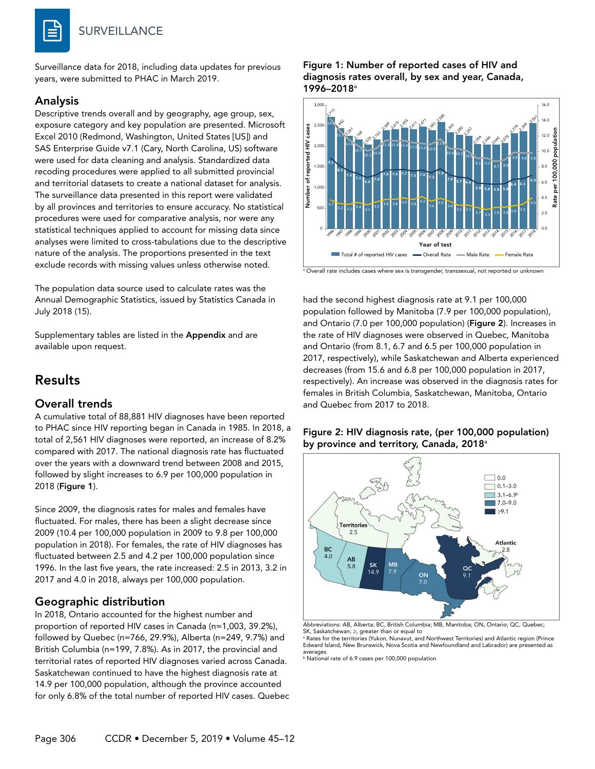# SURVEILLANCE

Surveillance data for 2018, including data updates for previous years, were submitted to PHAC in March 2019.

## Analysis

Descriptive trends overall and by geography, age group, sex, exposure category and key population are presented. Microsoft Excel 2010 (Redmond, Washington, United States [US]) and SAS Enterprise Guide v7.1 (Cary, North Carolina, US) software were used for data cleaning and analysis. Standardized data recoding procedures were applied to all submitted provincial and territorial datasets to create a national dataset for analysis. The surveillance data presented in this report were validated by all provinces and territories to ensure accuracy. No statistical procedures were used for comparative analysis, nor were any statistical techniques applied to account for missing data since analyses were limited to cross-tabulations due to the descriptive nature of the analysis. The proportions presented in the text exclude records with missing values unless otherwise noted.

The population data source used to calculate rates was the Annual Demographic Statistics, issued by Statistics Canada in July 2018 (15).

Supplementary tables are listed in the **Appendix** and are available upon request.

# Results

## Overall trends

A cumulative total of 88,881 HIV diagnoses have been reported to PHAC since HIV reporting began in Canada in 1985. In 2018, a total of 2,561 HIV diagnoses were reported, an increase of 8.2% compared with 2017. The national diagnosis rate has fluctuated over the years with a downward trend between 2008 and 2015, followed by slight increases to 6.9 per 100,000 population in 2018 (**Figure 1**).

Since 2009, the diagnosis rates for males and females have fluctuated. For males, there has been a slight decrease since 2009 (10.4 per 100,000 population in 2009 to 9.8 per 100,000 population in 2018). For females, the rate of HIV diagnoses has fluctuated between 2.5 and 4.2 per 100,000 population since 1996. In the last five years, the rate increased: 2.5 in 2013, 3.2 in 2017 and 4.0 in 2018, always per 100,000 population.

## Geographic distribution

In 2018, Ontario accounted for the highest number and proportion of reported HIV cases in Canada (n=1,003, 39.2%), followed by Quebec (n=766, 29.9%), Alberta (n=249, 9.7%) and British Columbia (n=199, 7.8%). As in 2017, the provincial and territorial rates of reported HIV diagnoses varied across Canada. Saskatchewan continued to have the highest diagnosis rate at 14.9 per 100,000 population, although the province accounted for only 6.8% of the total number of reported HIV cases. Quebec had the second highest diagnosis rate at 9.1 per 100,000 population followed by Manitoba (7.9 per 100,000 population), and Ontario (7.0 per 100,000 population) (**Figure 2**). Increases in the rate of HIV diagnoses were observed in Quebec, Manitoba and Ontario (from 8.1, 6.7 and 6.5 per 100,000 population in 2017, respectively), while Saskatchewan and Alberta experienced decreases (from 15.6 and 6.8 per 100,000 population in 2017, respectively). An increase was observed in the diagnosis rates for females in British Columbia, Saskatchewan, Manitoba, Ontario and Quebec from 2017 to 2018.

**Figure 1: Number of reported cases of HIV and diagnosis rates overall, by sex and year, Canada, 1996–2018[a]**

| Year | Total # of reported HIV cases | Overall Rate | Male Rate | Female Rate |
|---|---|---|---|---|
| 1996 | 2,713 | 9.2 | 14.7 | 3.7 |
| 1997 | 2,442 | 8.2 | 12.7 | 3.2 |
| 1998 | 2,261 | 7.5 | 11.6 | 3.2 |
| 1999 | 2,168 | 7.1 | 10.7 | 3.4 |
| 2000 | 2,035 | 6.6 | 10.1 | 3.1 |
| 2001 | 2,163 | 7.0 | 10.4 | 3.5 |
| 2002 | 2,389 | 7.6 | 11.4 | 3.8 |
| 2003 | 2,415 | 7.6 | 11.4 | 3.8 |
| 2004 | 2,455 | 7.7 | 11.4 | 4.0 |
| 2005 | 2,411 | 7.5 | 11.2 | 3.8 |
| 2006 | 2,471 | 7.6 | 11.0 | 4.2 |
| 2007 | 2,383 | 7.2 | 10.9 | 3.6 |
| 2008 | 2,585 | 7.8 | 11.6 | 3.9 |
| 2009 | 2,343 | 7.0 | 10.4 | 3.6 |
| 2010 | 2,280 | 6.7 | 10.3 | 3.1 |
| 2011 | 2,257 | 6.6 | 10.0 | 3.1 |
| 2012 | 2,056 | 5.9 | 9.1 | 2.7 |
| 2013 | 2,046 | 5.8 | 9.2 | 2.5 |
| 2014 | 2,040 | 5.8 | 8.7 | 2.8 |
| 2015 | 2,078 | 5.8 | 8.9 | 2.8 |
| 2016 | 2,316 | 6.4 | 9.9 | 3.0 |
| 2017 | 2,368 | 6.5 | 9.8 | 3.2 |
| 2018 | 2,561 | 6.9 | 9.8 | 4.0 |

[a] Overall rate includes cases where sex is transgender, transsexual, not reported or unknown

**Figure 2: HIV diagnosis rate, (per 100,000 population) by province and territory, Canada, 2018[a]**

Legend: 0.0; 0.1–3.0; 3.1–6.9[b]; 7.0–9.0; ≥9.1

| Region | Rate |
|---|---|
| Territories | 2.5 |
| BC | 4.0 |
| AB | 5.8 |
| SK | 14.9 |
| MB | 7.9 |
| ON | 7.0 |
| QC | 9.1 |
| Atlantic | 2.8 |

Abbreviations: AB, Alberta; BC, British Columbia; MB, Manitoba; ON, Ontario; QC, Quebec; SK, Saskatchewan; ≥, greater than or equal to

[a] Rates for the territories (Yukon, Nunavut, and Northwest Territories) and Atlantic region (Prince Edward Island, New Brunswick, Nova Scotia and Newfoundland and Labrador) are presented as averages

[b] National rate of 6.9 cases per 100,000 population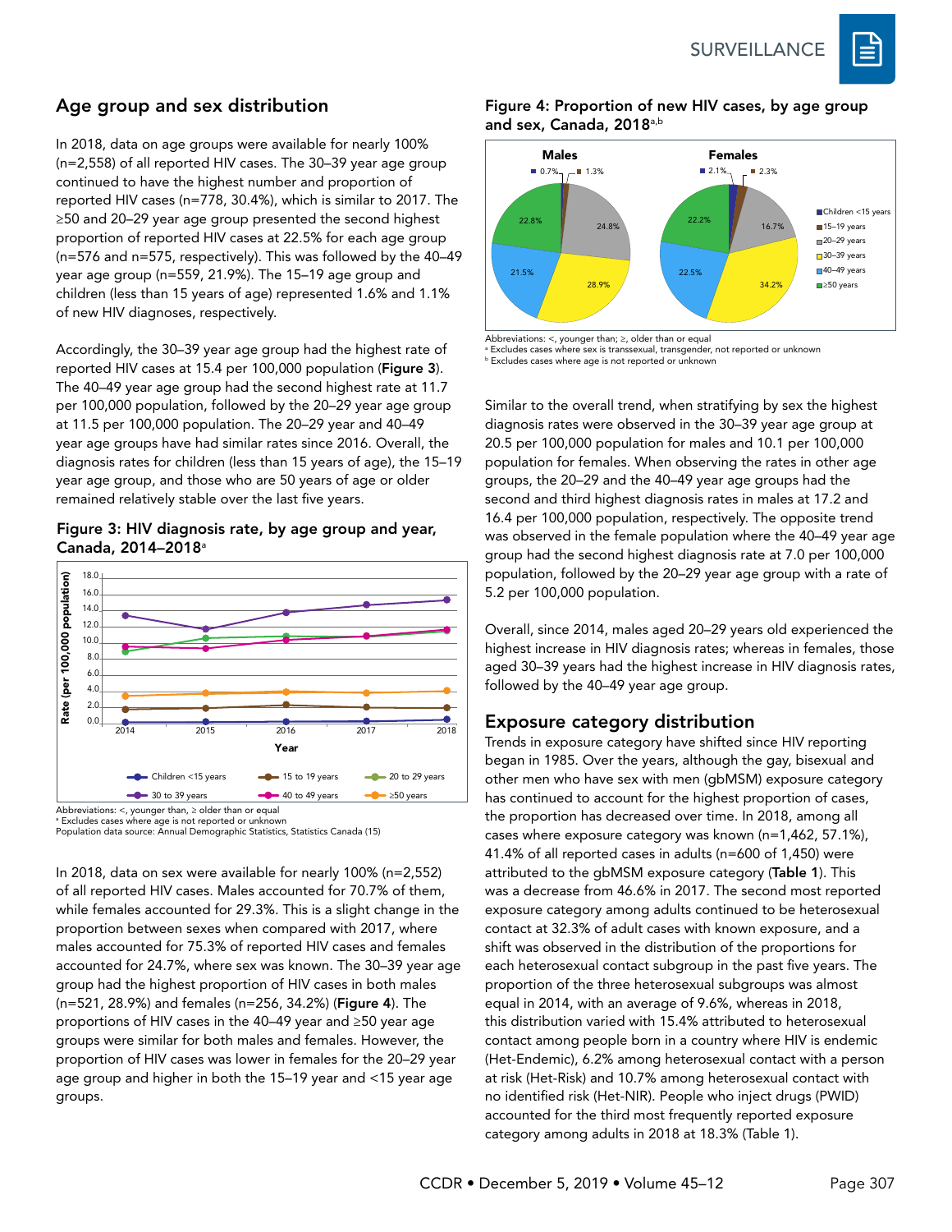## Age group and sex distribution

In 2018, data on age groups were available for nearly 100% (n=2,558) of all reported HIV cases. The 30–39 year age group continued to have the highest number and proportion of reported HIV cases (n=778, 30.4%), which is similar to 2017. The ≥50 and 20–29 year age group presented the second highest proportion of reported HIV cases at 22.5% for each age group (n=576 and n=575, respectively). This was followed by the 40–49 year age group (n=559, 21.9%). The 15–19 age group and children (less than 15 years of age) represented 1.6% and 1.1% of new HIV diagnoses, respectively.

Accordingly, the 30–39 year age group had the highest rate of reported HIV cases at 15.4 per 100,000 population (**Figure 3**). The 40–49 year age group had the second highest rate at 11.7 per 100,000 population, followed by the 20–29 year age group at 11.5 per 100,000 population. The 20–29 year and 40–49 year age groups have had similar rates since 2016. Overall, the diagnosis rates for children (less than 15 years of age), the 15–19 year age group, and those who are 50 years of age or older remained relatively stable over the last five years.

**Figure 3: HIV diagnosis rate, by age group and year, Canada, 2014–2018[a]**

Abbreviations: <, younger than, ≥ older than or equal
[a] Excludes cases where age is not reported or unknown
Population data source: Annual Demographic Statistics, Statistics Canada (15)

In 2018, data on sex were available for nearly 100% (n=2,552) of all reported HIV cases. Males accounted for 70.7% of them, while females accounted for 29.3%. This is a slight change in the proportion between sexes when compared with 2017, where males accounted for 75.3% of reported HIV cases and females accounted for 24.7%, where sex was known. The 30–39 year age group had the highest proportion of HIV cases in both males (n=521, 28.9%) and females (n=256, 34.2%) (**Figure 4**). The proportions of HIV cases in the 40–49 year and ≥50 year age groups were similar for both males and females. However, the proportion of HIV cases was lower in females for the 20–29 year age group and higher in both the 15–19 year and <15 year age groups.

**Figure 4: Proportion of new HIV cases, by age group and sex, Canada, 2018[a,b]**

Abbreviations: <, younger than; ≥, older than or equal
[a] Excludes cases where sex is transsexual, transgender, not reported or unknown
[b] Excludes cases where age is not reported or unknown

Similar to the overall trend, when stratifying by sex the highest diagnosis rates were observed in the 30–39 year age group at 20.5 per 100,000 population for males and 10.1 per 100,000 population for females. When observing the rates in other age groups, the 20–29 and the 40–49 year age groups had the second and third highest diagnosis rates in males at 17.2 and 16.4 per 100,000 population, respectively. The opposite trend was observed in the female population where the 40–49 year age group had the second highest diagnosis rate at 7.0 per 100,000 population, followed by the 20–29 year age group with a rate of 5.2 per 100,000 population.

Overall, since 2014, males aged 20–29 years old experienced the highest increase in HIV diagnosis rates; whereas in females, those aged 30–39 years had the highest increase in HIV diagnosis rates, followed by the 40–49 year age group.

## Exposure category distribution

Trends in exposure category have shifted since HIV reporting began in 1985. Over the years, although the gay, bisexual and other men who have sex with men (gbMSM) exposure category has continued to account for the highest proportion of cases, the proportion has decreased over time. In 2018, among all cases where exposure category was known (n=1,462, 57.1%), 41.4% of all reported cases in adults (n=600 of 1,450) were attributed to the gbMSM exposure category (**Table 1**). This was a decrease from 46.6% in 2017. The second most reported exposure category among adults continued to be heterosexual contact at 32.3% of adult cases with known exposure, and a shift was observed in the distribution of the proportions for each heterosexual contact subgroup in the past five years. The proportion of the three heterosexual subgroups was almost equal in 2014, with an average of 9.6%, whereas in 2018, this distribution varied with 15.4% attributed to heterosexual contact among people born in a country where HIV is endemic (Het-Endemic), 6.2% among heterosexual contact with a person at risk (Het-Risk) and 10.7% among heterosexual contact with no identified risk (Het-NIR). People who inject drugs (PWID) accounted for the third most frequently reported exposure category among adults in 2018 at 18.3% (Table 1).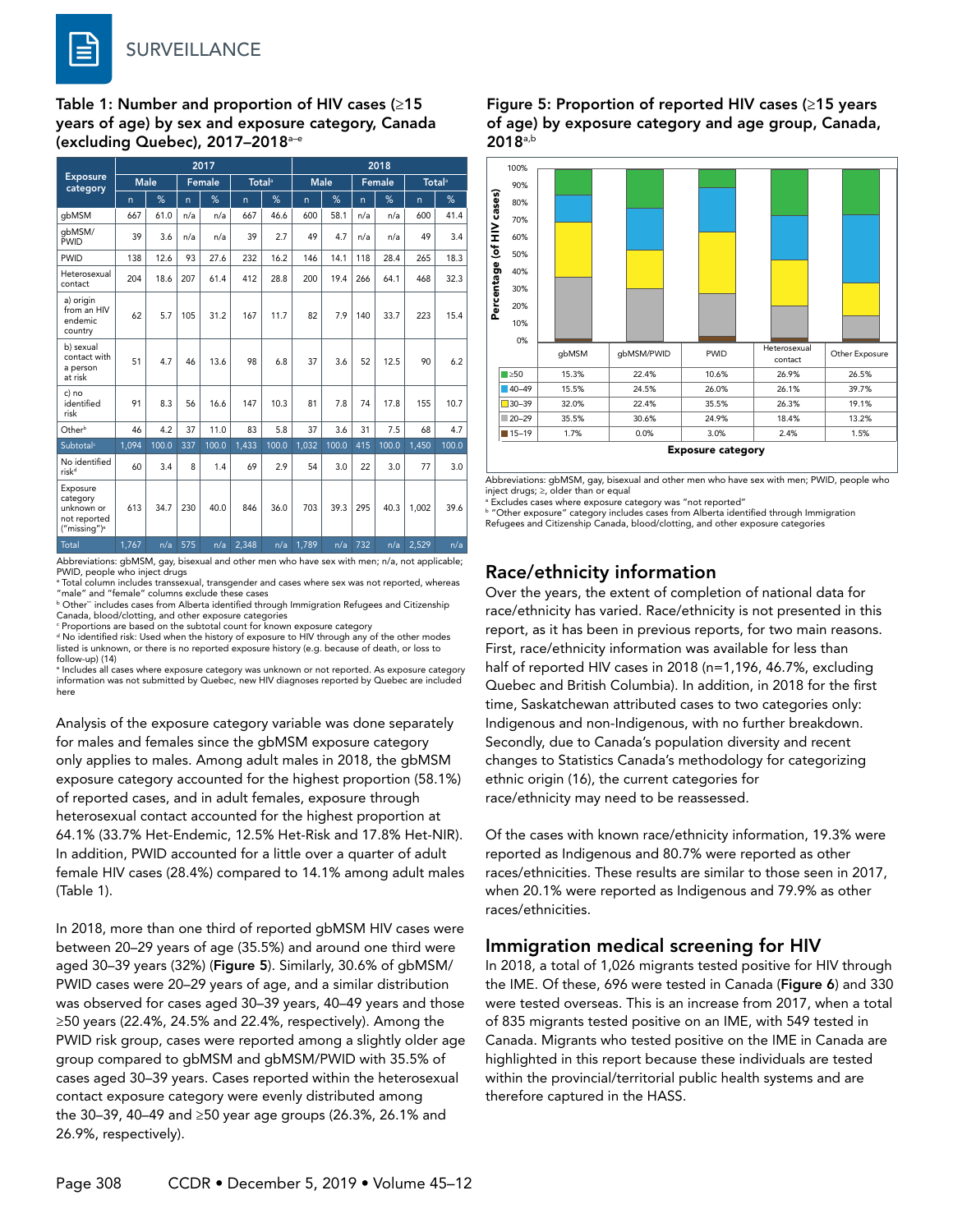### Table 1: Number and proportion of HIV cases (≥15 years of age) by sex and exposure category, Canada (excluding Quebec), 2017–2018[a–e]

| Exposure category | 2017 | | | | | | 2018 | | | | | |
|---|---|---|---|---|---|---|---|---|---|---|---|---|
| | Male | | Female | | Total[a] | | Male | | Female | | Total[a] | |
| | n | % | n | % | n | % | n | % | n | % | n | % |
| gbMSM | 667 | 61.0 | n/a | n/a | 667 | 46.6 | 600 | 58.1 | n/a | n/a | 600 | 41.4 |
| gbMSM/PWID | 39 | 3.6 | n/a | n/a | 39 | 2.7 | 49 | 4.7 | n/a | n/a | 49 | 3.4 |
| PWID | 138 | 12.6 | 93 | 27.6 | 232 | 16.2 | 146 | 14.1 | 118 | 28.4 | 265 | 18.3 |
| Heterosexual contact | 204 | 18.6 | 207 | 61.4 | 412 | 28.8 | 200 | 19.4 | 266 | 64.1 | 468 | 32.3 |
| a) origin from an HIV endemic country | 62 | 5.7 | 105 | 31.2 | 167 | 11.7 | 82 | 7.9 | 140 | 33.7 | 223 | 15.4 |
| b) sexual contact with a person at risk | 51 | 4.7 | 46 | 13.6 | 98 | 6.8 | 37 | 3.6 | 52 | 12.5 | 90 | 6.2 |
| c) no identified risk | 91 | 8.3 | 56 | 16.6 | 147 | 10.3 | 81 | 7.8 | 74 | 17.8 | 155 | 10.7 |
| Other[b] | 46 | 4.2 | 37 | 11.0 | 83 | 5.8 | 37 | 3.6 | 31 | 7.5 | 68 | 4.7 |
| Subtotal[c] | 1,094 | 100.0 | 337 | 100.0 | 1,433 | 100.0 | 1,032 | 100.0 | 415 | 100.0 | 1,450 | 100.0 |
| No identified risk[d] | 60 | 3.4 | 8 | 1.4 | 69 | 2.9 | 54 | 3.0 | 22 | 3.0 | 77 | 3.0 |
| Exposure category unknown or not reported ("missing")[e] | 613 | 34.7 | 230 | 40.0 | 846 | 36.0 | 703 | 39.3 | 295 | 40.3 | 1,002 | 39.6 |
| Total | 1,767 | n/a | 575 | n/a | 2,348 | n/a | 1,789 | n/a | 732 | n/a | 2,529 | n/a |

Abbreviations: gbMSM, gay, bisexual and other men who have sex with men; n/a, not applicable; PWID, people who inject drugs
[a] Total column includes transsexual, transgender and cases where sex was not reported, whereas "male" and "female" columns exclude these cases
[b] Other" includes cases from Alberta identified through Immigration Refugees and Citizenship Canada, blood/clotting, and other exposure categories
[c] Proportions are based on the subtotal count for known exposure category
[d] No identified risk: Used when the history of exposure to HIV through any of the other modes listed is unknown, or there is no reported exposure history (e.g. because of death, or loss to follow-up) (14)
[e] Includes all cases where exposure category was unknown or not reported. As exposure category information was not submitted by Quebec, new HIV diagnoses reported by Quebec are included here

Analysis of the exposure category variable was done separately for males and females since the gbMSM exposure category only applies to males. Among adult males in 2018, the gbMSM exposure category accounted for the highest proportion (58.1%) of reported cases, and in adult females, exposure through heterosexual contact accounted for the highest proportion at 64.1% (33.7% Het-Endemic, 12.5% Het-Risk and 17.8% Het-NIR). In addition, PWID accounted for a little over a quarter of adult female HIV cases (28.4%) compared to 14.1% among adult males (Table 1).

In 2018, more than one third of reported gbMSM HIV cases were between 20–29 years of age (35.5%) and around one third were aged 30–39 years (32%) (**Figure 5**). Similarly, 30.6% of gbMSM/PWID cases were 20–29 years of age, and a similar distribution was observed for cases aged 30–39 years, 40–49 years and those ≥50 years (22.4%, 24.5% and 22.4%, respectively). Among the PWID risk group, cases were reported among a slightly older age group compared to gbMSM and gbMSM/PWID with 35.5% of cases aged 30–39 years. Cases reported within the heterosexual contact exposure category were evenly distributed among the 30–39, 40–49 and ≥50 year age groups (26.3%, 26.1% and 26.9%, respectively).

### Figure 5: Proportion of reported HIV cases (≥15 years of age) by exposure category and age group, Canada, 2018[a,b]

| Age group | gbMSM | gbMSM/PWID | PWID | Heterosexual contact | Other Exposure |
|---|---|---|---|---|---|
| ≥50 | 15.3% | 22.4% | 10.6% | 26.9% | 26.5% |
| 40–49 | 15.5% | 24.5% | 26.0% | 26.1% | 39.7% |
| 30–39 | 32.0% | 22.4% | 35.5% | 26.3% | 19.1% |
| 20–29 | 35.5% | 30.6% | 24.9% | 18.4% | 13.2% |
| 15–19 | 1.7% | 0.0% | 3.0% | 2.4% | 1.5% |

Abbreviations: gbMSM, gay, bisexual and other men who have sex with men; PWID, people who inject drugs; ≥, older than or equal
[a] Excludes cases where exposure category was "not reported"
[b] "Other exposure" category includes cases from Alberta identified through Immigration Refugees and Citizenship Canada, blood/clotting, and other exposure categories

## Race/ethnicity information

Over the years, the extent of completion of national data for race/ethnicity has varied. Race/ethnicity is not presented in this report, as it has been in previous reports, for two main reasons. First, race/ethnicity information was available for less than half of reported HIV cases in 2018 (n=1,196, 46.7%, excluding Quebec and British Columbia). In addition, in 2018 for the first time, Saskatchewan attributed cases to two categories only: Indigenous and non-Indigenous, with no further breakdown. Secondly, due to Canada's population diversity and recent changes to Statistics Canada's methodology for categorizing ethnic origin (16), the current categories for race/ethnicity may need to be reassessed.

Of the cases with known race/ethnicity information, 19.3% were reported as Indigenous and 80.7% were reported as other races/ethnicities. These results are similar to those seen in 2017, when 20.1% were reported as Indigenous and 79.9% as other races/ethnicities.

## Immigration medical screening for HIV

In 2018, a total of 1,026 migrants tested positive for HIV through the IME. Of these, 696 were tested in Canada (**Figure 6**) and 330 were tested overseas. This is an increase from 2017, when a total of 835 migrants tested positive on an IME, with 549 tested in Canada. Migrants who tested positive on the IME in Canada are highlighted in this report because these individuals are tested within the provincial/territorial public health systems and are therefore captured in the HASS.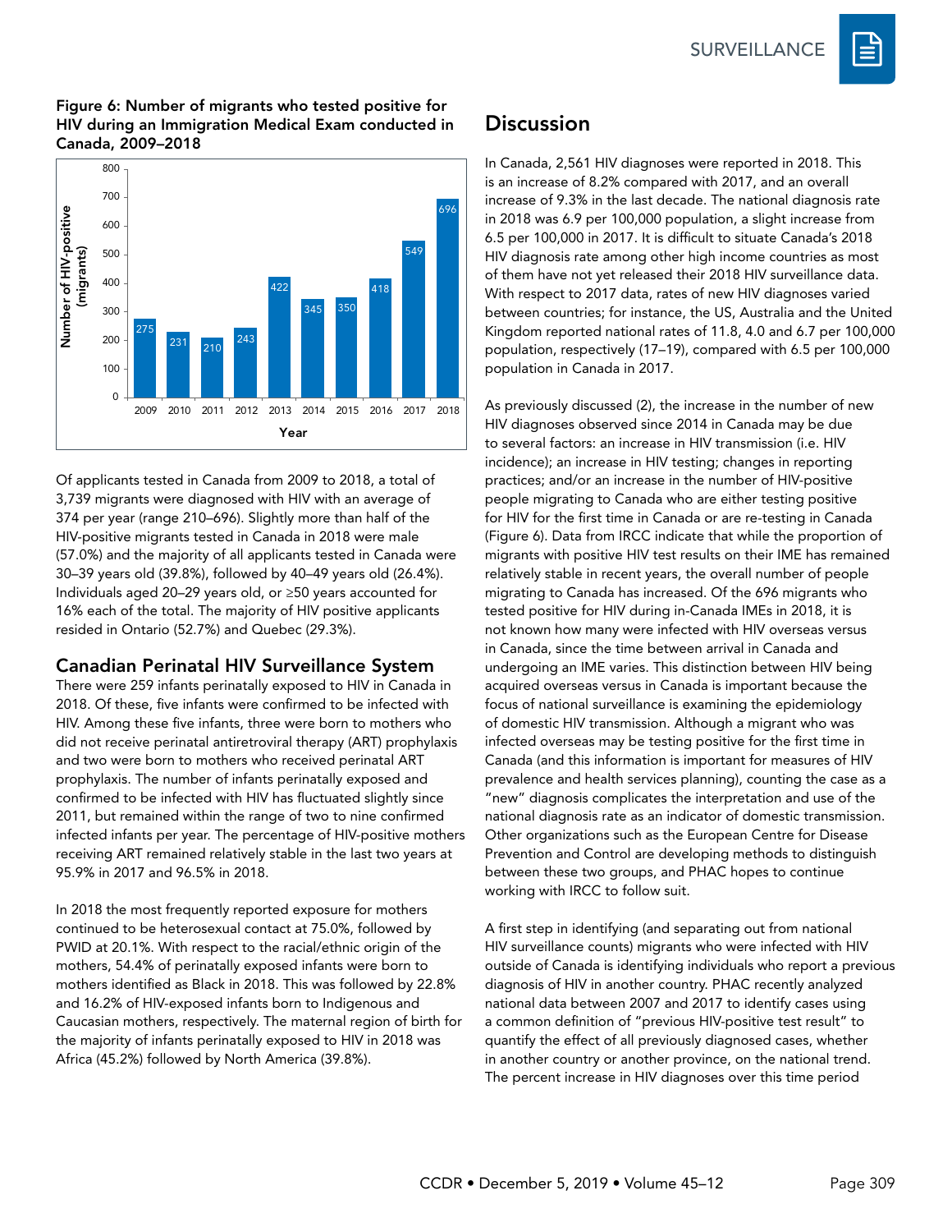**Figure 6: Number of migrants who tested positive for HIV during an Immigration Medical Exam conducted in Canada, 2009–2018**

| Year | Number of HIV-positive (migrants) |
|---|---|
| 2009 | 275 |
| 2010 | 231 |
| 2011 | 210 |
| 2012 | 243 |
| 2013 | 422 |
| 2014 | 345 |
| 2015 | 350 |
| 2016 | 418 |
| 2017 | 549 |
| 2018 | 696 |

Of applicants tested in Canada from 2009 to 2018, a total of 3,739 migrants were diagnosed with HIV with an average of 374 per year (range 210–696). Slightly more than half of the HIV-positive migrants tested in Canada in 2018 were male (57.0%) and the majority of all applicants tested in Canada were 30–39 years old (39.8%), followed by 40–49 years old (26.4%). Individuals aged 20–29 years old, or ≥50 years accounted for 16% each of the total. The majority of HIV positive applicants resided in Ontario (52.7%) and Quebec (29.3%).

### Canadian Perinatal HIV Surveillance System

There were 259 infants perinatally exposed to HIV in Canada in 2018. Of these, five infants were confirmed to be infected with HIV. Among these five infants, three were born to mothers who did not receive perinatal antiretroviral therapy (ART) prophylaxis and two were born to mothers who received perinatal ART prophylaxis. The number of infants perinatally exposed and confirmed to be infected with HIV has fluctuated slightly since 2011, but remained within the range of two to nine confirmed infected infants per year. The percentage of HIV-positive mothers receiving ART remained relatively stable in the last two years at 95.9% in 2017 and 96.5% in 2018.

In 2018 the most frequently reported exposure for mothers continued to be heterosexual contact at 75.0%, followed by PWID at 20.1%. With respect to the racial/ethnic origin of the mothers, 54.4% of perinatally exposed infants were born to mothers identified as Black in 2018. This was followed by 22.8% and 16.2% of HIV-exposed infants born to Indigenous and Caucasian mothers, respectively. The maternal region of birth for the majority of infants perinatally exposed to HIV in 2018 was Africa (45.2%) followed by North America (39.8%).

## Discussion

In Canada, 2,561 HIV diagnoses were reported in 2018. This is an increase of 8.2% compared with 2017, and an overall increase of 9.3% in the last decade. The national diagnosis rate in 2018 was 6.9 per 100,000 population, a slight increase from 6.5 per 100,000 in 2017. It is difficult to situate Canada's 2018 HIV diagnosis rate among other high income countries as most of them have not yet released their 2018 HIV surveillance data. With respect to 2017 data, rates of new HIV diagnoses varied between countries; for instance, the US, Australia and the United Kingdom reported national rates of 11.8, 4.0 and 6.7 per 100,000 population, respectively (17–19), compared with 6.5 per 100,000 population in Canada in 2017.

As previously discussed (2), the increase in the number of new HIV diagnoses observed since 2014 in Canada may be due to several factors: an increase in HIV transmission (i.e. HIV incidence); an increase in HIV testing; changes in reporting practices; and/or an increase in the number of HIV-positive people migrating to Canada who are either testing positive for HIV for the first time in Canada or are re-testing in Canada (Figure 6). Data from IRCC indicate that while the proportion of migrants with positive HIV test results on their IME has remained relatively stable in recent years, the overall number of people migrating to Canada has increased. Of the 696 migrants who tested positive for HIV during in-Canada IMEs in 2018, it is not known how many were infected with HIV overseas versus in Canada, since the time between arrival in Canada and undergoing an IME varies. This distinction between HIV being acquired overseas versus in Canada is important because the focus of national surveillance is examining the epidemiology of domestic HIV transmission. Although a migrant who was infected overseas may be testing positive for the first time in Canada (and this information is important for measures of HIV prevalence and health services planning), counting the case as a "new" diagnosis complicates the interpretation and use of the national diagnosis rate as an indicator of domestic transmission. Other organizations such as the European Centre for Disease Prevention and Control are developing methods to distinguish between these two groups, and PHAC hopes to continue working with IRCC to follow suit.

A first step in identifying (and separating out from national HIV surveillance counts) migrants who were infected with HIV outside of Canada is identifying individuals who report a previous diagnosis of HIV in another country. PHAC recently analyzed national data between 2007 and 2017 to identify cases using a common definition of "previous HIV-positive test result" to quantify the effect of all previously diagnosed cases, whether in another country or another province, on the national trend. The percent increase in HIV diagnoses over this time period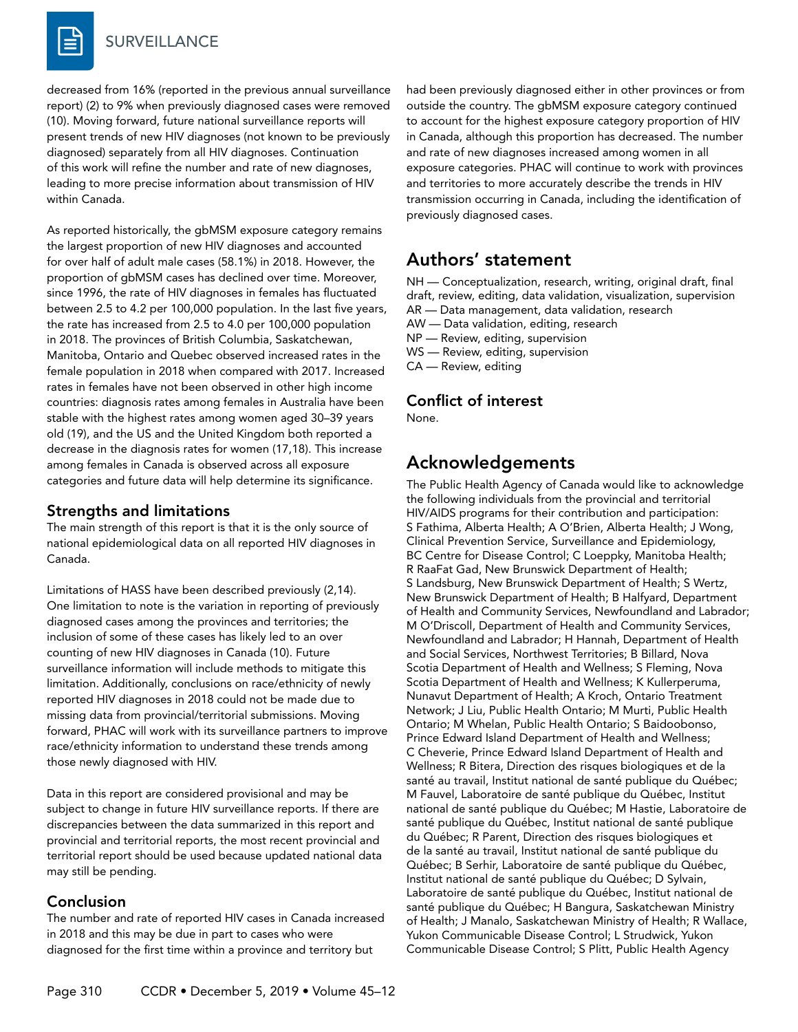decreased from 16% (reported in the previous annual surveillance report) (2) to 9% when previously diagnosed cases were removed (10). Moving forward, future national surveillance reports will present trends of new HIV diagnoses (not known to be previously diagnosed) separately from all HIV diagnoses. Continuation of this work will refine the number and rate of new diagnoses, leading to more precise information about transmission of HIV within Canada.

As reported historically, the gbMSM exposure category remains the largest proportion of new HIV diagnoses and accounted for over half of adult male cases (58.1%) in 2018. However, the proportion of gbMSM cases has declined over time. Moreover, since 1996, the rate of HIV diagnoses in females has fluctuated between 2.5 to 4.2 per 100,000 population. In the last five years, the rate has increased from 2.5 to 4.0 per 100,000 population in 2018. The provinces of British Columbia, Saskatchewan, Manitoba, Ontario and Quebec observed increased rates in the female population in 2018 when compared with 2017. Increased rates in females have not been observed in other high income countries: diagnosis rates among females in Australia have been stable with the highest rates among women aged 30–39 years old (19), and the US and the United Kingdom both reported a decrease in the diagnosis rates for women (17,18). This increase among females in Canada is observed across all exposure categories and future data will help determine its significance.

### Strengths and limitations

The main strength of this report is that it is the only source of national epidemiological data on all reported HIV diagnoses in Canada.

Limitations of HASS have been described previously (2,14). One limitation to note is the variation in reporting of previously diagnosed cases among the provinces and territories; the inclusion of some of these cases has likely led to an over counting of new HIV diagnoses in Canada (10). Future surveillance information will include methods to mitigate this limitation. Additionally, conclusions on race/ethnicity of newly reported HIV diagnoses in 2018 could not be made due to missing data from provincial/territorial submissions. Moving forward, PHAC will work with its surveillance partners to improve race/ethnicity information to understand these trends among those newly diagnosed with HIV.

Data in this report are considered provisional and may be subject to change in future HIV surveillance reports. If there are discrepancies between the data summarized in this report and provincial and territorial reports, the most recent provincial and territorial report should be used because updated national data may still be pending.

### Conclusion

The number and rate of reported HIV cases in Canada increased in 2018 and this may be due in part to cases who were diagnosed for the first time within a province and territory but had been previously diagnosed either in other provinces or from outside the country. The gbMSM exposure category continued to account for the highest exposure category proportion of HIV in Canada, although this proportion has decreased. The number and rate of new diagnoses increased among women in all exposure categories. PHAC will continue to work with provinces and territories to more accurately describe the trends in HIV transmission occurring in Canada, including the identification of previously diagnosed cases.

## Authors' statement

NH — Conceptualization, research, writing, original draft, final draft, review, editing, data validation, visualization, supervision
AR — Data management, data validation, research
AW — Data validation, editing, research
NP — Review, editing, supervision
WS — Review, editing, supervision
CA — Review, editing

### Conflict of interest

None.

## Acknowledgements

The Public Health Agency of Canada would like to acknowledge the following individuals from the provincial and territorial HIV/AIDS programs for their contribution and participation: S Fathima, Alberta Health; A O'Brien, Alberta Health; J Wong, Clinical Prevention Service, Surveillance and Epidemiology, BC Centre for Disease Control; C Loeppky, Manitoba Health; R RaaFat Gad, New Brunswick Department of Health; S Landsburg, New Brunswick Department of Health; S Wertz, New Brunswick Department of Health; B Halfyard, Department of Health and Community Services, Newfoundland and Labrador; M O'Driscoll, Department of Health and Community Services, Newfoundland and Labrador; H Hannah, Department of Health and Social Services, Northwest Territories; B Billard, Nova Scotia Department of Health and Wellness; S Fleming, Nova Scotia Department of Health and Wellness; K Kullerperuma, Nunavut Department of Health; A Kroch, Ontario Treatment Network; J Liu, Public Health Ontario; M Murti, Public Health Ontario; M Whelan, Public Health Ontario; S Baidoobonso, Prince Edward Island Department of Health and Wellness; C Cheverie, Prince Edward Island Department of Health and Wellness; R Bitera, Direction des risques biologiques et de la santé au travail, Institut national de santé publique du Québec; M Fauvel, Laboratoire de santé publique du Québec, Institut national de santé publique du Québec; M Hastie, Laboratoire de santé publique du Québec, Institut national de santé publique du Québec; R Parent, Direction des risques biologiques et de la santé au travail, Institut national de santé publique du Québec; B Serhir, Laboratoire de santé publique du Québec, Institut national de santé publique du Québec; D Sylvain, Laboratoire de santé publique du Québec, Institut national de santé publique du Québec; H Bangura, Saskatchewan Ministry of Health; J Manalo, Saskatchewan Ministry of Health; R Wallace, Yukon Communicable Disease Control; L Strudwick, Yukon Communicable Disease Control; S Plitt, Public Health Agency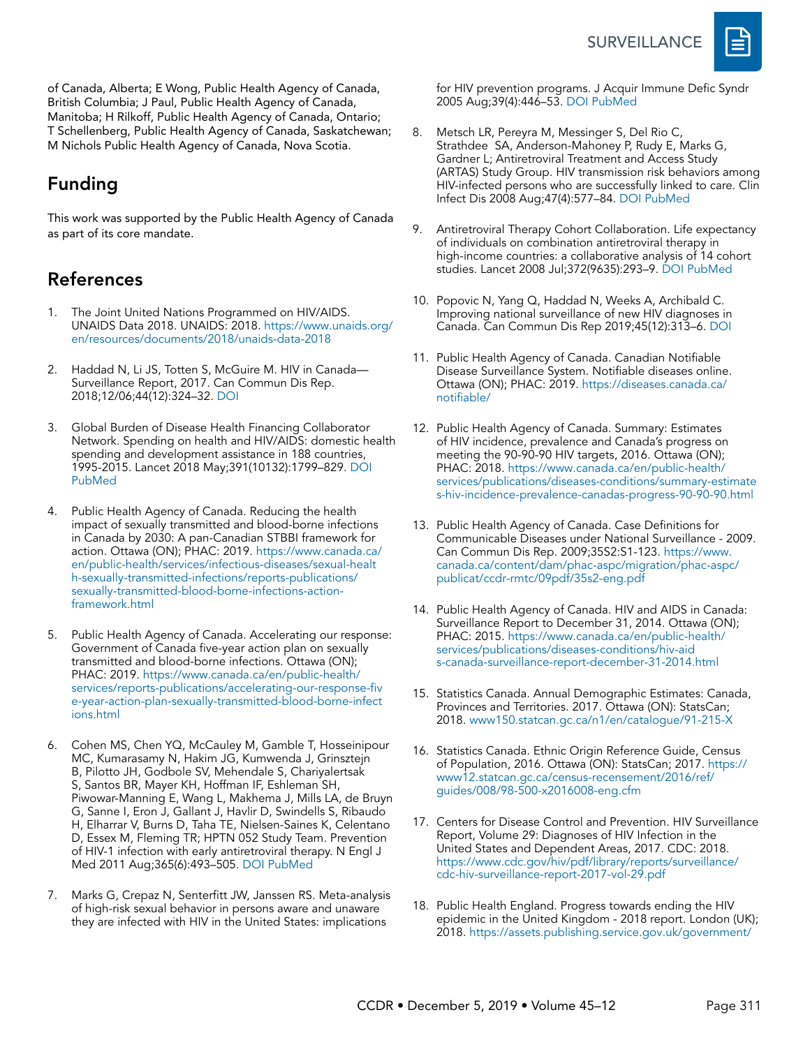of Canada, Alberta; E Wong, Public Health Agency of Canada, British Columbia; J Paul, Public Health Agency of Canada, Manitoba; H Rilkoff, Public Health Agency of Canada, Ontario; T Schellenberg, Public Health Agency of Canada, Saskatchewan; M Nichols Public Health Agency of Canada, Nova Scotia.

## Funding

This work was supported by the Public Health Agency of Canada as part of its core mandate.

## References

1. The Joint United Nations Programmed on HIV/AIDS. UNAIDS Data 2018. UNAIDS: 2018. https://www.unaids.org/en/resources/documents/2018/unaids-data-2018
2. Haddad N, Li JS, Totten S, McGuire M. HIV in Canada—Surveillance Report, 2017. Can Commun Dis Rep. 2018;12/06;44(12):324–32. DOI
3. Global Burden of Disease Health Financing Collaborator Network. Spending on health and HIV/AIDS: domestic health spending and development assistance in 188 countries, 1995-2015. Lancet 2018 May;391(10132):1799–829. DOI PubMed
4. Public Health Agency of Canada. Reducing the health impact of sexually transmitted and blood-borne infections in Canada by 2030: A pan-Canadian STBBI framework for action. Ottawa (ON); PHAC: 2019. https://www.canada.ca/en/public-health/services/infectious-diseases/sexual-health-sexually-transmitted-infections/reports-publications/sexually-transmitted-blood-borne-infections-action-framework.html
5. Public Health Agency of Canada. Accelerating our response: Government of Canada five-year action plan on sexually transmitted and blood-borne infections. Ottawa (ON); PHAC: 2019. https://www.canada.ca/en/public-health/services/reports-publications/accelerating-our-response-five-year-action-plan-sexually-transmitted-blood-borne-infections.html
6. Cohen MS, Chen YQ, McCauley M, Gamble T, Hosseinipour MC, Kumarasamy N, Hakim JG, Kumwenda J, Grinsztejn B, Pilotto JH, Godbole SV, Mehendale S, Chariyalertsak S, Santos BR, Mayer KH, Hoffman IF, Eshleman SH, Piwowar-Manning E, Wang L, Makhema J, Mills LA, de Bruyn G, Sanne I, Eron J, Gallant J, Havlir D, Swindells S, Ribaudo H, Elharrar V, Burns D, Taha TE, Nielsen-Saines K, Celentano D, Essex M, Fleming TR; HPTN 052 Study Team. Prevention of HIV-1 infection with early antiretroviral therapy. N Engl J Med 2011 Aug;365(6):493–505. DOI PubMed
7. Marks G, Crepaz N, Senterfitt JW, Janssen RS. Meta-analysis of high-risk sexual behavior in persons aware and unaware they are infected with HIV in the United States: implications for HIV prevention programs. J Acquir Immune Defic Syndr 2005 Aug;39(4):446–53. DOI PubMed
8. Metsch LR, Pereyra M, Messinger S, Del Rio C, Strathdee SA, Anderson-Mahoney P, Rudy E, Marks G, Gardner L; Antiretroviral Treatment and Access Study (ARTAS) Study Group. HIV transmission risk behaviors among HIV-infected persons who are successfully linked to care. Clin Infect Dis 2008 Aug;47(4):577–84. DOI PubMed
9. Antiretroviral Therapy Cohort Collaboration. Life expectancy of individuals on combination antiretroviral therapy in high-income countries: a collaborative analysis of 14 cohort studies. Lancet 2008 Jul;372(9635):293–9. DOI PubMed
10. Popovic N, Yang Q, Haddad N, Weeks A, Archibald C. Improving national surveillance of new HIV diagnoses in Canada. Can Commun Dis Rep 2019;45(12):313–6. DOI
11. Public Health Agency of Canada. Canadian Notifiable Disease Surveillance System. Notifiable diseases online. Ottawa (ON); PHAC: 2019. https://diseases.canada.ca/notifiable/
12. Public Health Agency of Canada. Summary: Estimates of HIV incidence, prevalence and Canada's progress on meeting the 90-90-90 HIV targets, 2016. Ottawa (ON); PHAC: 2018. https://www.canada.ca/en/public-health/services/publications/diseases-conditions/summary-estimates-hiv-incidence-prevalence-canadas-progress-90-90-90.html
13. Public Health Agency of Canada. Case Definitions for Communicable Diseases under National Surveillance - 2009. Can Commun Dis Rep. 2009;35S2:S1-123. https://www.canada.ca/content/dam/phac-aspc/migration/phac-aspc/publicat/ccdr-rmtc/09pdf/35s2-eng.pdf
14. Public Health Agency of Canada. HIV and AIDS in Canada: Surveillance Report to December 31, 2014. Ottawa (ON); PHAC: 2015. https://www.canada.ca/en/public-health/services/publications/diseases-conditions/hiv-aids-canada-surveillance-report-december-31-2014.html
15. Statistics Canada. Annual Demographic Estimates: Canada, Provinces and Territories. 2017. Ottawa (ON): StatsCan; 2018. www150.statcan.gc.ca/n1/en/catalogue/91-215-X
16. Statistics Canada. Ethnic Origin Reference Guide, Census of Population, 2016. Ottawa (ON): StatsCan; 2017. https://www12.statcan.gc.ca/census-recensement/2016/ref/guides/008/98-500-x2016008-eng.cfm
17. Centers for Disease Control and Prevention. HIV Surveillance Report, Volume 29: Diagnoses of HIV Infection in the United States and Dependent Areas, 2017. CDC: 2018. https://www.cdc.gov/hiv/pdf/library/reports/surveillance/cdc-hiv-surveillance-report-2017-vol-29.pdf
18. Public Health England. Progress towards ending the HIV epidemic in the United Kingdom - 2018 report. London (UK); 2018. https://assets.publishing.service.gov.uk/government/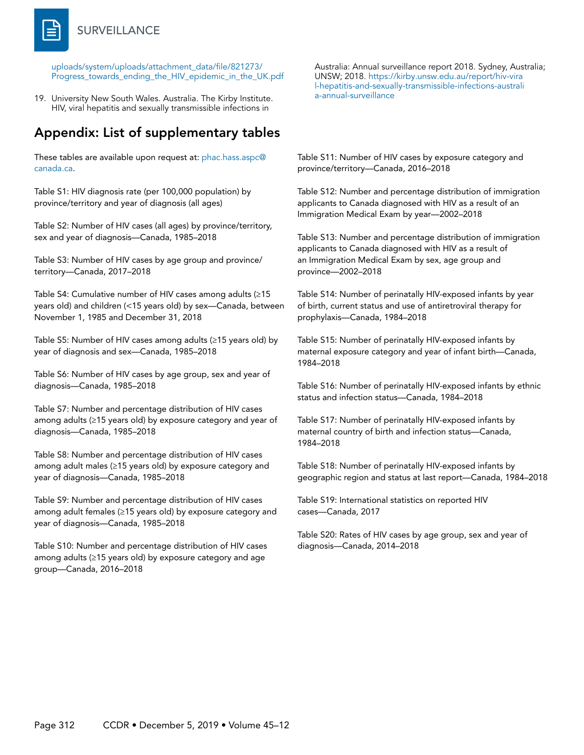uploads/system/uploads/attachment_data/file/821273/Progress_towards_ending_the_HIV_epidemic_in_the_UK.pdf

19. University New South Wales. Australia. The Kirby Institute. HIV, viral hepatitis and sexually transmissible infections in Australia: Annual surveillance report 2018. Sydney, Australia; UNSW; 2018. https://kirby.unsw.edu.au/report/hiv-viral-hepatitis-and-sexually-transmissible-infections-australia-annual-surveillance

## Appendix: List of supplementary tables

These tables are available upon request at: phac.hass.aspc@canada.ca.

Table S1: HIV diagnosis rate (per 100,000 population) by province/territory and year of diagnosis (all ages)

Table S2: Number of HIV cases (all ages) by province/territory, sex and year of diagnosis—Canada, 1985–2018

Table S3: Number of HIV cases by age group and province/territory—Canada, 2017–2018

Table S4: Cumulative number of HIV cases among adults (≥15 years old) and children (<15 years old) by sex—Canada, between November 1, 1985 and December 31, 2018

Table S5: Number of HIV cases among adults (≥15 years old) by year of diagnosis and sex—Canada, 1985–2018

Table S6: Number of HIV cases by age group, sex and year of diagnosis—Canada, 1985–2018

Table S7: Number and percentage distribution of HIV cases among adults (≥15 years old) by exposure category and year of diagnosis—Canada, 1985–2018

Table S8: Number and percentage distribution of HIV cases among adult males (≥15 years old) by exposure category and year of diagnosis—Canada, 1985–2018

Table S9: Number and percentage distribution of HIV cases among adult females (≥15 years old) by exposure category and year of diagnosis—Canada, 1985–2018

Table S10: Number and percentage distribution of HIV cases among adults (≥15 years old) by exposure category and age group—Canada, 2016–2018

Table S11: Number of HIV cases by exposure category and province/territory—Canada, 2016–2018

Table S12: Number and percentage distribution of immigration applicants to Canada diagnosed with HIV as a result of an Immigration Medical Exam by year—2002–2018

Table S13: Number and percentage distribution of immigration applicants to Canada diagnosed with HIV as a result of an Immigration Medical Exam by sex, age group and province—2002–2018

Table S14: Number of perinatally HIV-exposed infants by year of birth, current status and use of antiretroviral therapy for prophylaxis—Canada, 1984–2018

Table S15: Number of perinatally HIV-exposed infants by maternal exposure category and year of infant birth—Canada, 1984–2018

Table S16: Number of perinatally HIV-exposed infants by ethnic status and infection status—Canada, 1984–2018

Table S17: Number of perinatally HIV-exposed infants by maternal country of birth and infection status—Canada, 1984–2018

Table S18: Number of perinatally HIV-exposed infants by geographic region and status at last report—Canada, 1984–2018

Table S19: International statistics on reported HIV cases—Canada, 2017

Table S20: Rates of HIV cases by age group, sex and year of diagnosis—Canada, 2014–2018